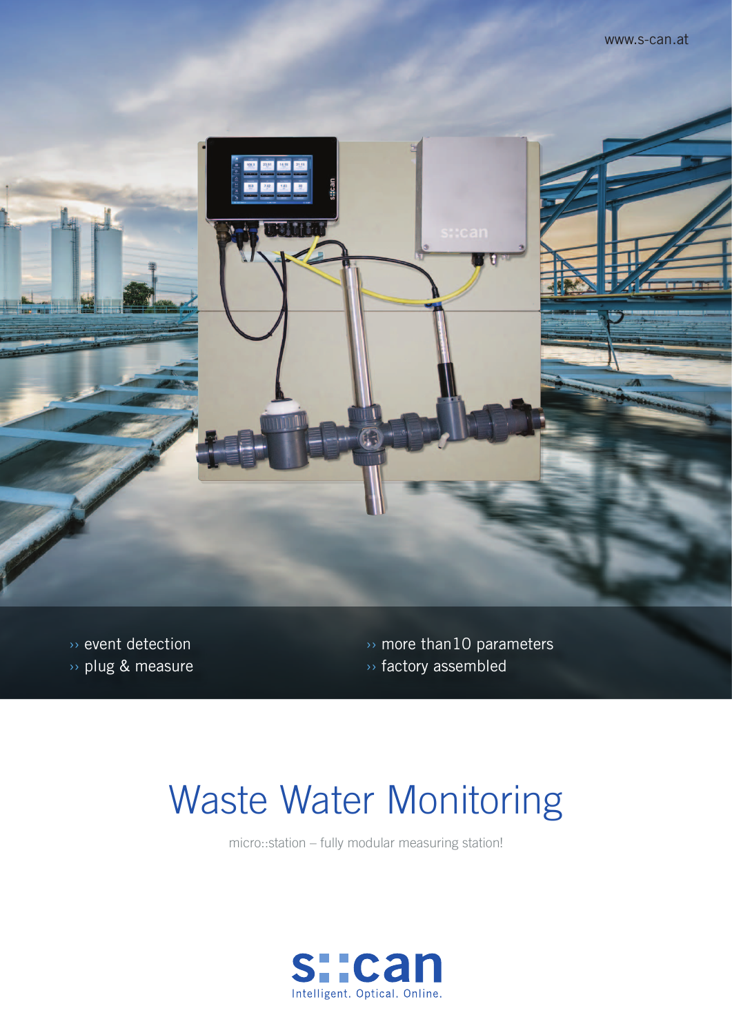www.s-can.at

›› event detection
›› plug & measure
›› more than10 parameters
›› factory assembled

# Waste Water Monitoring

micro::station – fully modular measuring station!

s::can

Intelligent. Optical. Online.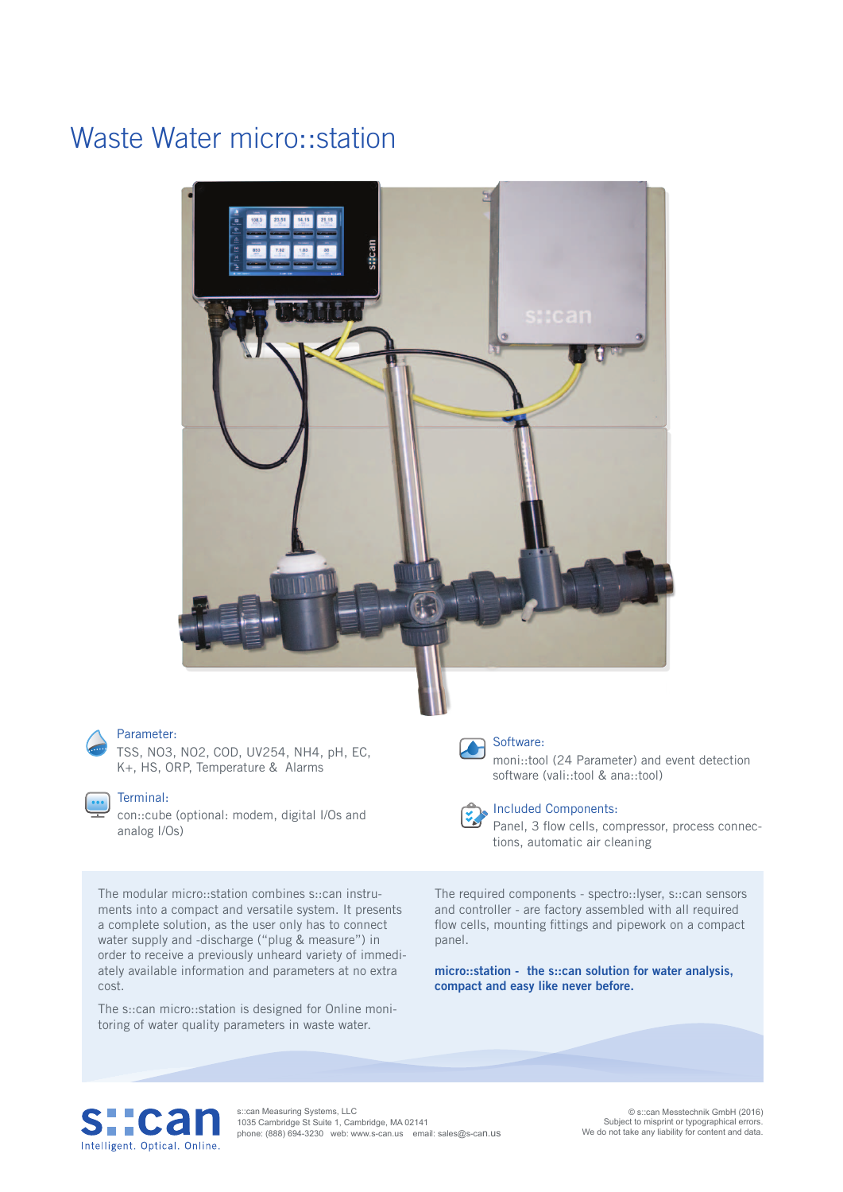# Waste Water micro::station

**Parameter:**
TSS, NO3, NO2, COD, UV254, NH4, pH, EC, K+, HS, ORP, Temperature & Alarms

**Terminal:**
con::cube (optional: modem, digital I/Os and analog I/Os)

**Software:**
moni::tool (24 Parameter) and event detection software (vali::tool & ana::tool)

**Included Components:**
Panel, 3 flow cells, compressor, process connections, automatic air cleaning

The modular micro::station combines s::can instruments into a compact and versatile system. It presents a complete solution, as the user only has to connect water supply and -discharge ("plug & measure") in order to receive a previously unheard variety of immediately available information and parameters at no extra cost.

The s::can micro::station is designed for Online monitoring of water quality parameters in waste water.

The required components - spectro::lyser, s::can sensors and controller - are factory assembled with all required flow cells, mounting fittings and pipework on a compact panel.

**micro::station - the s::can solution for water analysis, compact and easy like never before.**

s::can
Intelligent. Optical. Online.

s::can Measuring Systems, LLC
1035 Cambridge St Suite 1, Cambridge, MA 02141
phone: (888) 694-3230 web: www.s-can.us email: sales@s-can.us

© s::can Messtechnik GmbH (2016)
Subject to misprint or typographical errors.
We do not take any liability for content and data.